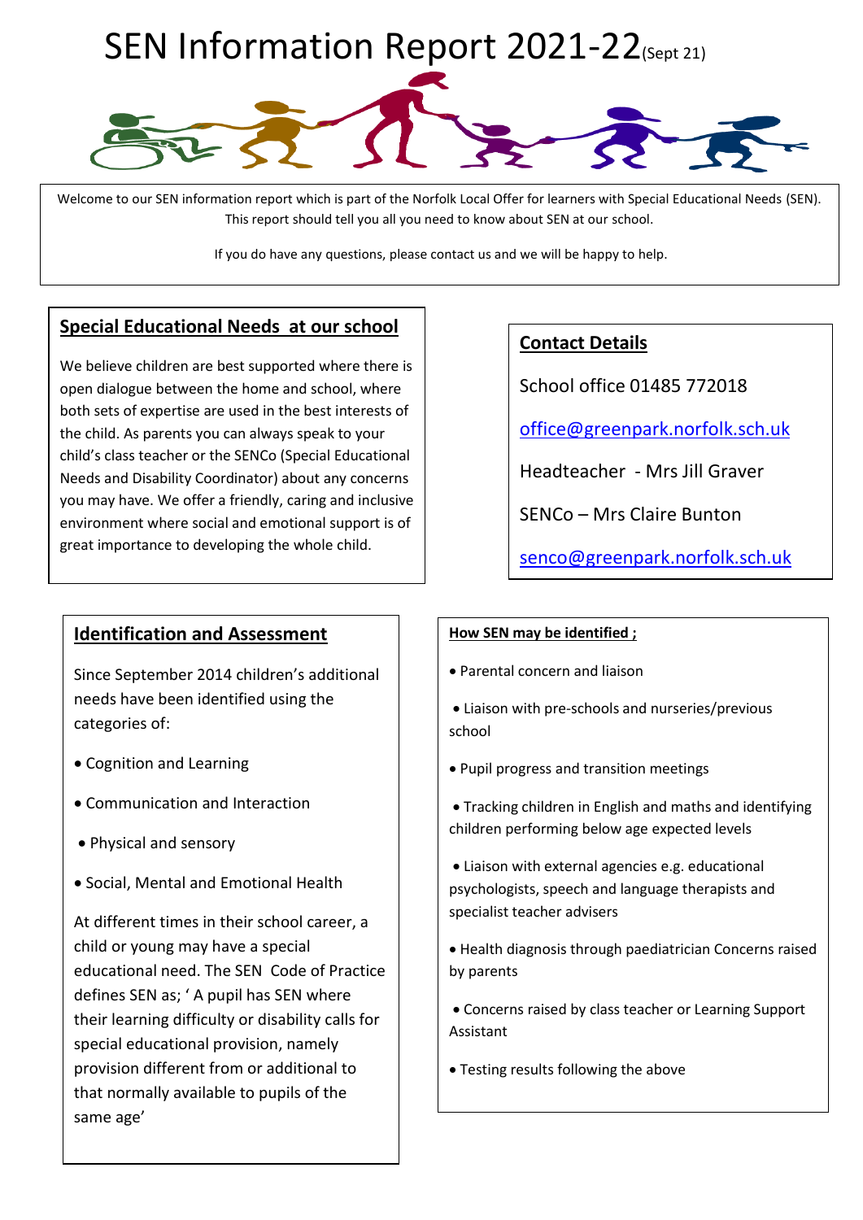# SEN Information Report 2021-22 (Sept 21)

Welcome to our SEN information report which is part of the Norfolk Local Offer for learners with Special Educational Needs (SEN). This report should tell you all you need to know about SEN at our school.

If you do have any questions, please contact us and we will be happy to help.

## Special Educational Needs at our school

We believe children are best supported where there is open dialogue between the home and school, where both sets of expertise are used in the best interests of the child. As parents you can always speak to your child's class teacher or the SENCo (Special Educational Needs and Disability Coordinator) about any concerns you may have. We offer a friendly, caring and inclusive environment where social and emotional support is of great importance to developing the whole child.

## Contact Details

School office 01485 772018

office@greenpark.norfolk.sch.uk

Headteacher - Mrs Jill Graver

SENCo – Mrs Claire Bunton

senco@greenpark.norfolk.sch.uk

## Identification and Assessment

Since September 2014 children's additional needs have been identified using the categories of:

- Cognition and Learning
- Communication and Interaction
- Physical and sensory
- Social, Mental and Emotional Health

At different times in their school career, a child or young may have a special educational need. The SEN Code of Practice defines SEN as; ' A pupil has SEN where their learning difficulty or disability calls for special educational provision, namely provision different from or additional to that normally available to pupils of the same age'

### How SEN may be identified ;

- Parental concern and liaison
- Liaison with pre-schools and nurseries/previous school
- Pupil progress and transition meetings
- Tracking children in English and maths and identifying children performing below age expected levels
- Liaison with external agencies e.g. educational psychologists, speech and language therapists and specialist teacher advisers
- Health diagnosis through paediatrician Concerns raised by parents
- Concerns raised by class teacher or Learning Support Assistant
- Testing results following the above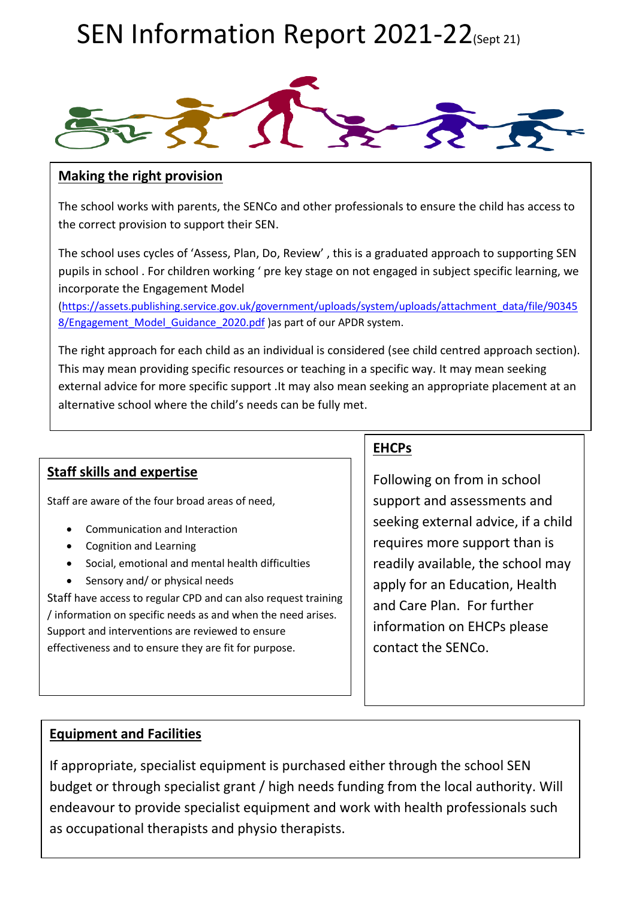# SEN Information Report 2021-22 (Sept 21)

## Making the right provision

The school works with parents, the SENCo and other professionals to ensure the child has access to the correct provision to support their SEN.

The school uses cycles of 'Assess, Plan, Do, Review' , this is a graduated approach to supporting SEN pupils in school . For children working ' pre key stage on not engaged in subject specific learning, we incorporate the Engagement Model (https://assets.publishing.service.gov.uk/government/uploads/system/uploads/attachment_data/file/903458/Engagement_Model_Guidance_2020.pdf )as part of our APDR system.

The right approach for each child as an individual is considered (see child centred approach section). This may mean providing specific resources or teaching in a specific way. It may mean seeking external advice for more specific support .It may also mean seeking an appropriate placement at an alternative school where the child's needs can be fully met.

## Staff skills and expertise

Staff are aware of the four broad areas of need,

- Communication and Interaction
- Cognition and Learning
- Social, emotional and mental health difficulties
- Sensory and/ or physical needs

Staff have access to regular CPD and can also request training / information on specific needs as and when the need arises. Support and interventions are reviewed to ensure effectiveness and to ensure they are fit for purpose.

## EHCPs

Following on from in school support and assessments and seeking external advice, if a child requires more support than is readily available, the school may apply for an Education, Health and Care Plan. For further information on EHCPs please contact the SENCo.

## Equipment and Facilities

If appropriate, specialist equipment is purchased either through the school SEN budget or through specialist grant / high needs funding from the local authority. Will endeavour to provide specialist equipment and work with health professionals such as occupational therapists and physio therapists.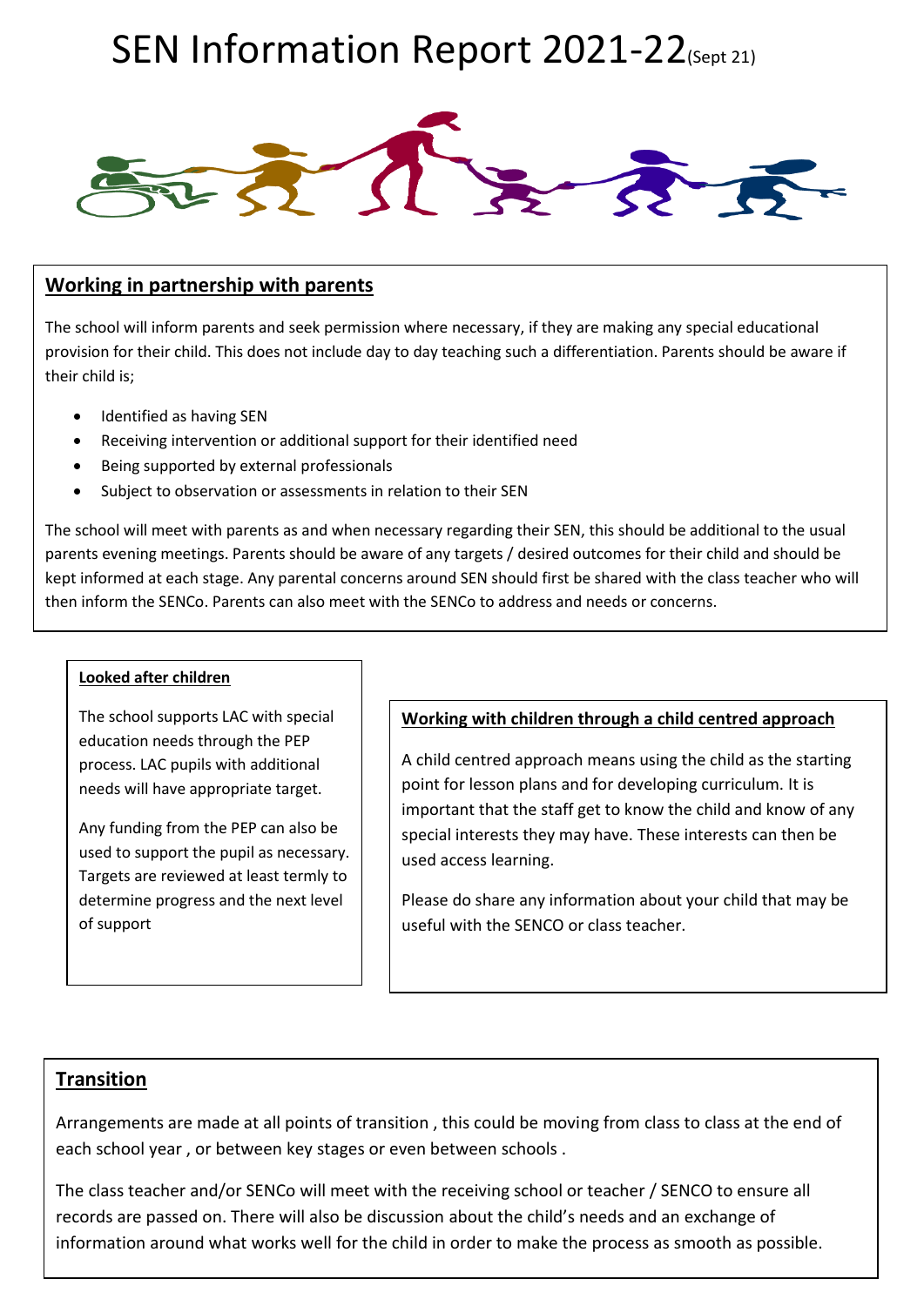# SEN Information Report 2021-22 (Sept 21)

## Working in partnership with parents

The school will inform parents and seek permission where necessary, if they are making any special educational provision for their child. This does not include day to day teaching such a differentiation. Parents should be aware if their child is;

- Identified as having SEN
- Receiving intervention or additional support for their identified need
- Being supported by external professionals
- Subject to observation or assessments in relation to their SEN

The school will meet with parents as and when necessary regarding their SEN, this should be additional to the usual parents evening meetings. Parents should be aware of any targets / desired outcomes for their child and should be kept informed at each stage. Any parental concerns around SEN should first be shared with the class teacher who will then inform the SENCo. Parents can also meet with the SENCo to address and needs or concerns.

### Looked after children

The school supports LAC with special education needs through the PEP process. LAC pupils with additional needs will have appropriate target.

Any funding from the PEP can also be used to support the pupil as necessary. Targets are reviewed at least termly to determine progress and the next level of support

### Working with children through a child centred approach

A child centred approach means using the child as the starting point for lesson plans and for developing curriculum. It is important that the staff get to know the child and know of any special interests they may have. These interests can then be used access learning.

Please do share any information about your child that may be useful with the SENCO or class teacher.

## Transition

Arrangements are made at all points of transition , this could be moving from class to class at the end of each school year , or between key stages or even between schools .

The class teacher and/or SENCo will meet with the receiving school or teacher / SENCO to ensure all records are passed on. There will also be discussion about the child's needs and an exchange of information around what works well for the child in order to make the process as smooth as possible.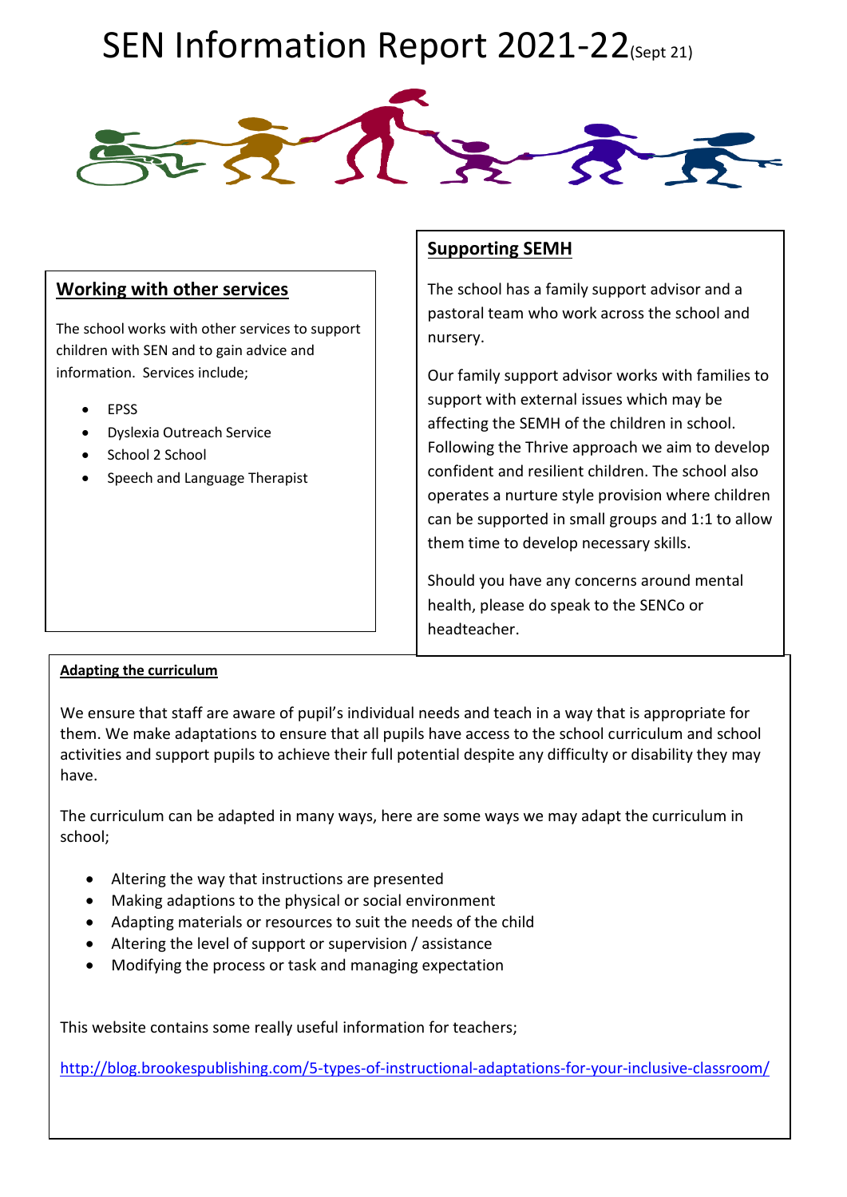# SEN Information Report 2021-22 (Sept 21)

## Working with other services

The school works with other services to support children with SEN and to gain advice and information. Services include;

- EPSS
- Dyslexia Outreach Service
- School 2 School
- Speech and Language Therapist

## Supporting SEMH

The school has a family support advisor and a pastoral team who work across the school and nursery.

Our family support advisor works with families to support with external issues which may be affecting the SEMH of the children in school. Following the Thrive approach we aim to develop confident and resilient children. The school also operates a nurture style provision where children can be supported in small groups and 1:1 to allow them time to develop necessary skills.

Should you have any concerns around mental health, please do speak to the SENCo or headteacher.

## Adapting the curriculum

We ensure that staff are aware of pupil's individual needs and teach in a way that is appropriate for them. We make adaptations to ensure that all pupils have access to the school curriculum and school activities and support pupils to achieve their full potential despite any difficulty or disability they may have.

The curriculum can be adapted in many ways, here are some ways we may adapt the curriculum in school;

- Altering the way that instructions are presented
- Making adaptions to the physical or social environment
- Adapting materials or resources to suit the needs of the child
- Altering the level of support or supervision / assistance
- Modifying the process or task and managing expectation

This website contains some really useful information for teachers;

http://blog.brookespublishing.com/5-types-of-instructional-adaptations-for-your-inclusive-classroom/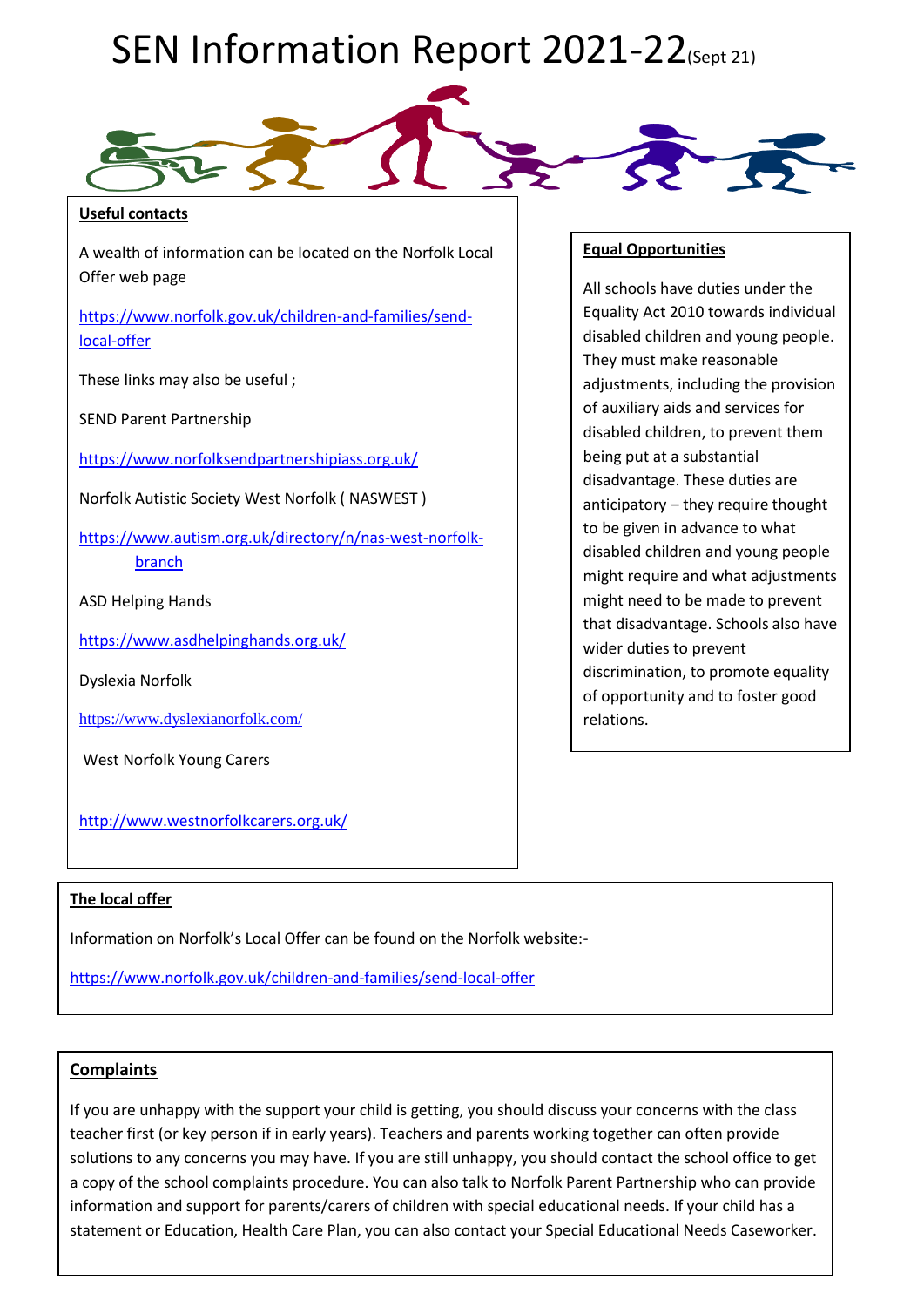# SEN Information Report 2021-22 (Sept 21)

**Useful contacts**

A wealth of information can be located on the Norfolk Local Offer web page

https://www.norfolk.gov.uk/children-and-families/send-local-offer

These links may also be useful ;

SEND Parent Partnership

https://www.norfolksendpartnershipiass.org.uk/

Norfolk Autistic Society West Norfolk ( NASWEST )

https://www.autism.org.uk/directory/n/nas-west-norfolk-branch

ASD Helping Hands

https://www.asdhelpinghands.org.uk/

Dyslexia Norfolk

https://www.dyslexianorfolk.com/

West Norfolk Young Carers

http://www.westnorfolkcarers.org.uk/

**Equal Opportunities**

All schools have duties under the Equality Act 2010 towards individual disabled children and young people. They must make reasonable adjustments, including the provision of auxiliary aids and services for disabled children, to prevent them being put at a substantial disadvantage. These duties are anticipatory – they require thought to be given in advance to what disabled children and young people might require and what adjustments might need to be made to prevent that disadvantage. Schools also have wider duties to prevent discrimination, to promote equality of opportunity and to foster good relations.

**The local offer**

Information on Norfolk's Local Offer can be found on the Norfolk website:-

https://www.norfolk.gov.uk/children-and-families/send-local-offer

**Complaints**

If you are unhappy with the support your child is getting, you should discuss your concerns with the class teacher first (or key person if in early years). Teachers and parents working together can often provide solutions to any concerns you may have. If you are still unhappy, you should contact the school office to get a copy of the school complaints procedure. You can also talk to Norfolk Parent Partnership who can provide information and support for parents/carers of children with special educational needs. If your child has a statement or Education, Health Care Plan, you can also contact your Special Educational Needs Caseworker.